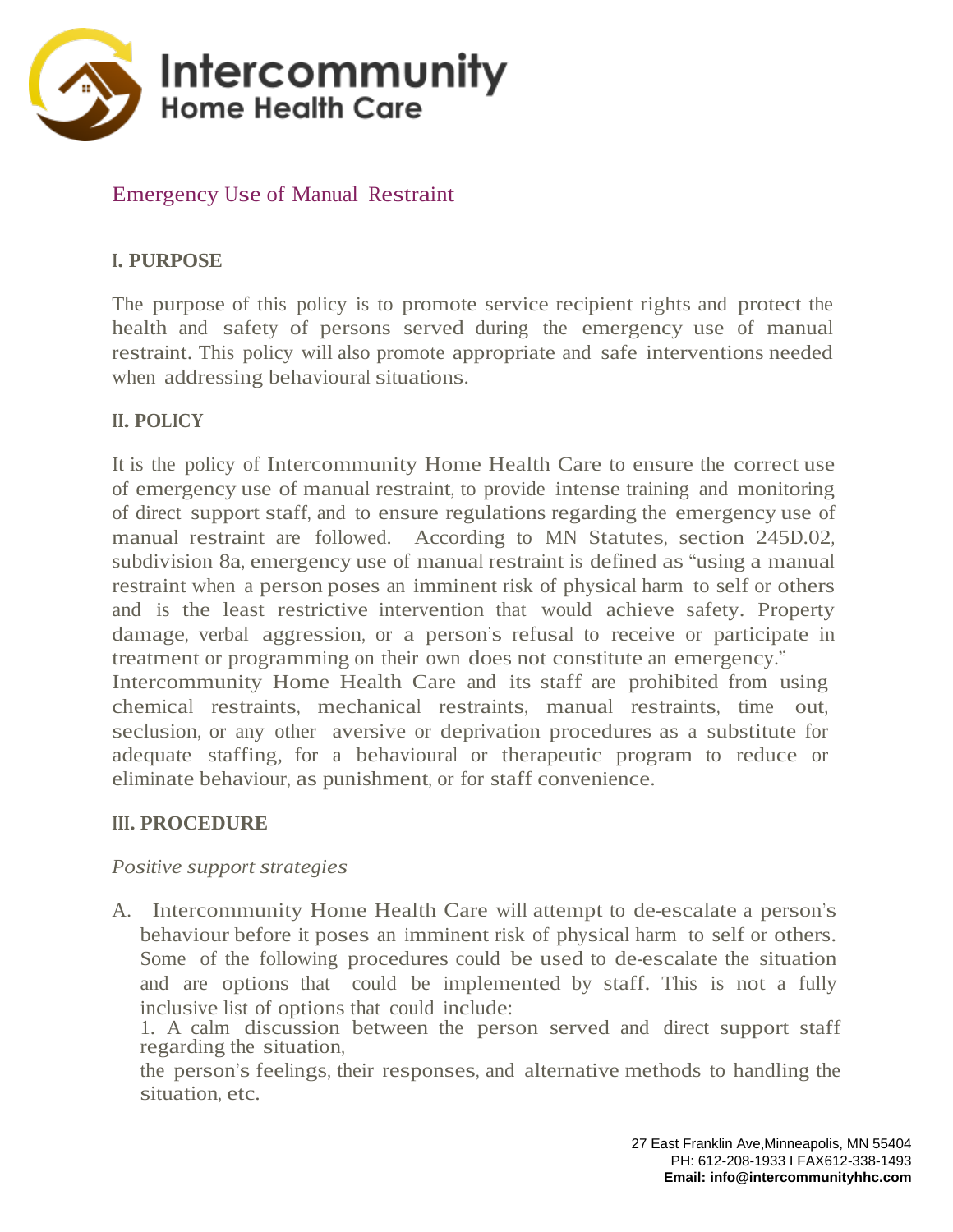Intercommunity
Home Health Care

# Emergency Use of Manual Restraint

## I. PURPOSE

The purpose of this policy is to promote service recipient rights and protect the health and safety of persons served during the emergency use of manual restraint. This policy will also promote appropriate and safe interventions needed when addressing behavioural situations.

## II. POLICY

It is the policy of Intercommunity Home Health Care to ensure the correct use of emergency use of manual restraint, to provide intense training and monitoring of direct support staff, and to ensure regulations regarding the emergency use of manual restraint are followed. According to MN Statutes, section 245D.02, subdivision 8a, emergency use of manual restraint is defined as "using a manual restraint when a person poses an imminent risk of physical harm to self or others and is the least restrictive intervention that would achieve safety. Property damage, verbal aggression, or a person's refusal to receive or participate in treatment or programming on their own does not constitute an emergency."
Intercommunity Home Health Care and its staff are prohibited from using chemical restraints, mechanical restraints, manual restraints, time out, seclusion, or any other aversive or deprivation procedures as a substitute for adequate staffing, for a behavioural or therapeutic program to reduce or eliminate behaviour, as punishment, or for staff convenience.

## III. PROCEDURE

*Positive support strategies*

A. Intercommunity Home Health Care will attempt to de-escalate a person's behaviour before it poses an imminent risk of physical harm to self or others. Some of the following procedures could be used to de-escalate the situation and are options that could be implemented by staff. This is not a fully inclusive list of options that could include:
   1. A calm discussion between the person served and direct support staff regarding the situation,
   the person's feelings, their responses, and alternative methods to handling the situation, etc.

27 East Franklin Ave,Minneapolis, MN 55404
PH: 612-208-1933 I FAX612-338-1493
**Email: info@intercommunityhhc.com**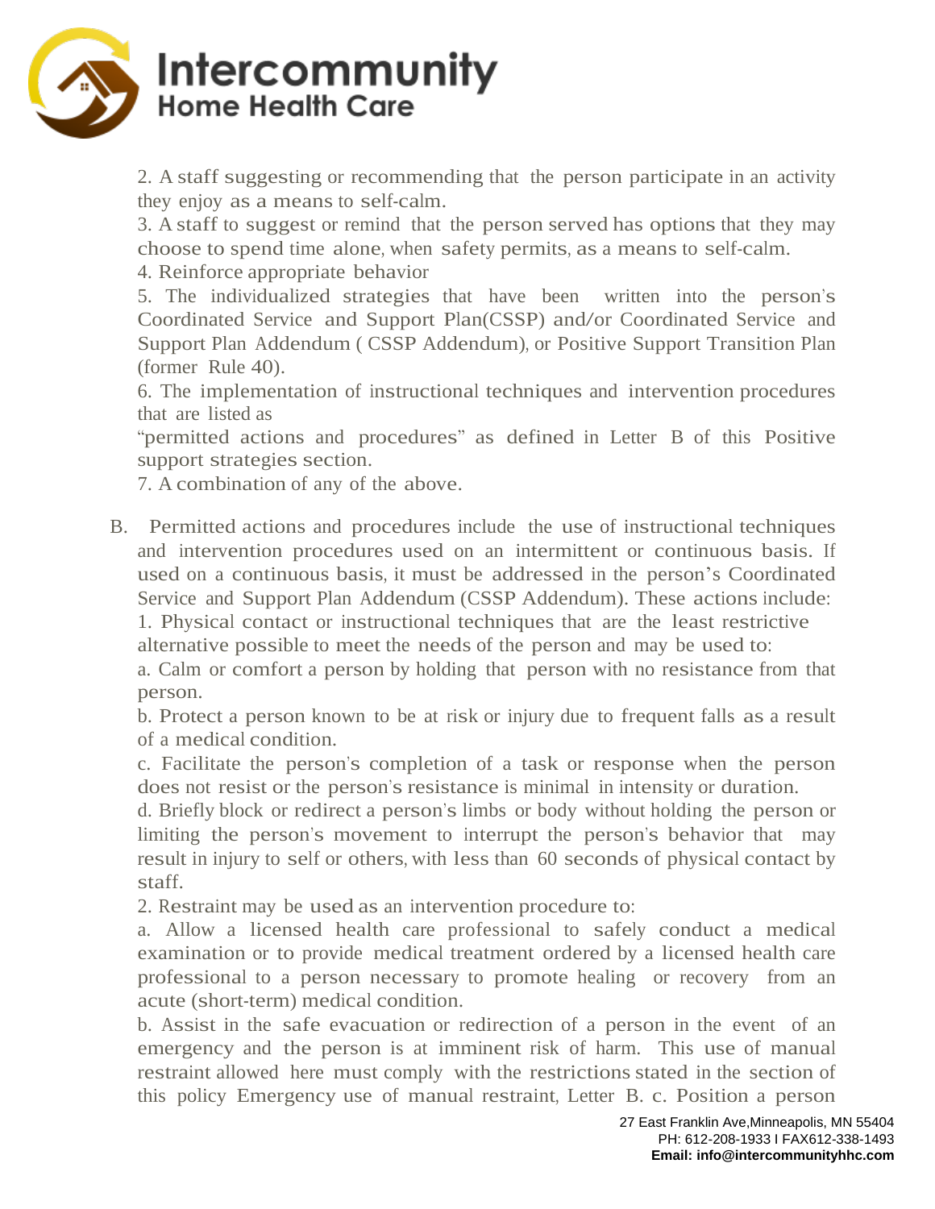2. A staff suggesting or recommending that the person participate in an activity they enjoy as a means to self-calm.
3. A staff to suggest or remind that the person served has options that they may choose to spend time alone, when safety permits, as a means to self-calm.
4. Reinforce appropriate behavior
5. The individualized strategies that have been written into the person's Coordinated Service and Support Plan(CSSP) and/or Coordinated Service and Support Plan Addendum ( CSSP Addendum), or Positive Support Transition Plan (former Rule 40).
6. The implementation of instructional techniques and intervention procedures that are listed as "permitted actions and procedures" as defined in Letter B of this Positive support strategies section.
7. A combination of any of the above.

B. Permitted actions and procedures include the use of instructional techniques and intervention procedures used on an intermittent or continuous basis. If used on a continuous basis, it must be addressed in the person's Coordinated Service and Support Plan Addendum (CSSP Addendum). These actions include:
1. Physical contact or instructional techniques that are the least restrictive alternative possible to meet the needs of the person and may be used to:
a. Calm or comfort a person by holding that person with no resistance from that person.
b. Protect a person known to be at risk or injury due to frequent falls as a result of a medical condition.
c. Facilitate the person's completion of a task or response when the person does not resist or the person's resistance is minimal in intensity or duration.
d. Briefly block or redirect a person's limbs or body without holding the person or limiting the person's movement to interrupt the person's behavior that may result in injury to self or others, with less than 60 seconds of physical contact by staff.
2. Restraint may be used as an intervention procedure to:
a. Allow a licensed health care professional to safely conduct a medical examination or to provide medical treatment ordered by a licensed health care professional to a person necessary to promote healing or recovery from an acute (short-term) medical condition.
b. Assist in the safe evacuation or redirection of a person in the event of an emergency and the person is at imminent risk of harm. This use of manual restraint allowed here must comply with the restrictions stated in the section of this policy Emergency use of manual restraint, Letter B. c. Position a person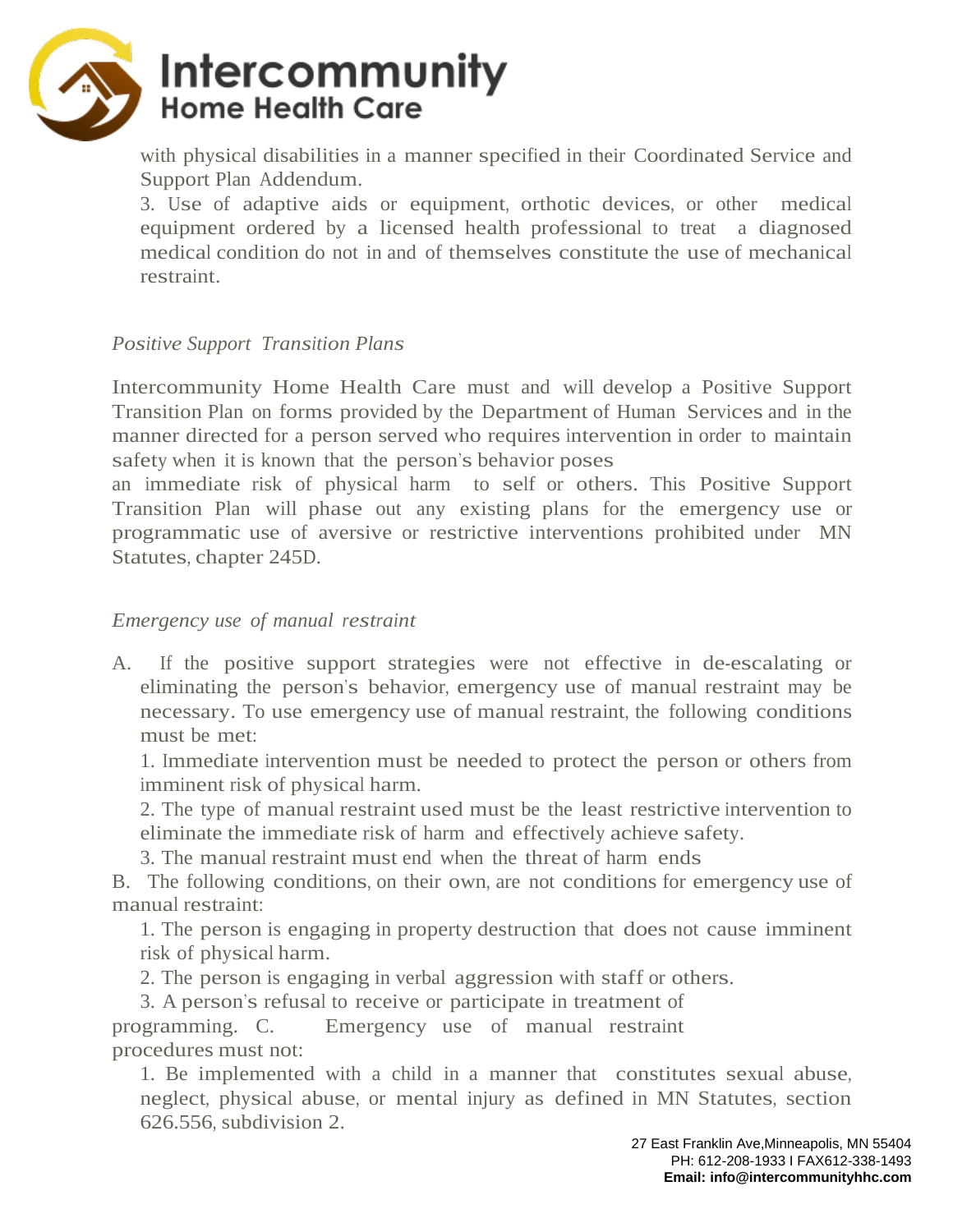with physical disabilities in a manner specified in their Coordinated Service and Support Plan Addendum.

3. Use of adaptive aids or equipment, orthotic devices, or other medical equipment ordered by a licensed health professional to treat a diagnosed medical condition do not in and of themselves constitute the use of mechanical restraint.

*Positive Support Transition Plans*

Intercommunity Home Health Care must and will develop a Positive Support Transition Plan on forms provided by the Department of Human Services and in the manner directed for a person served who requires intervention in order to maintain safety when it is known that the person's behavior poses an immediate risk of physical harm to self or others. This Positive Support Transition Plan will phase out any existing plans for the emergency use or programmatic use of aversive or restrictive interventions prohibited under MN Statutes, chapter 245D.

*Emergency use of manual restraint*

A. If the positive support strategies were not effective in de-escalating or eliminating the person's behavior, emergency use of manual restraint may be necessary. To use emergency use of manual restraint, the following conditions must be met:

1. Immediate intervention must be needed to protect the person or others from imminent risk of physical harm.
2. The type of manual restraint used must be the least restrictive intervention to eliminate the immediate risk of harm and effectively achieve safety.
3. The manual restraint must end when the threat of harm ends

B. The following conditions, on their own, are not conditions for emergency use of manual restraint:

1. The person is engaging in property destruction that does not cause imminent risk of physical harm.
2. The person is engaging in verbal aggression with staff or others.
3. A person's refusal to receive or participate in treatment of programming.

C. Emergency use of manual restraint procedures must not:

1. Be implemented with a child in a manner that constitutes sexual abuse, neglect, physical abuse, or mental injury as defined in MN Statutes, section 626.556, subdivision 2.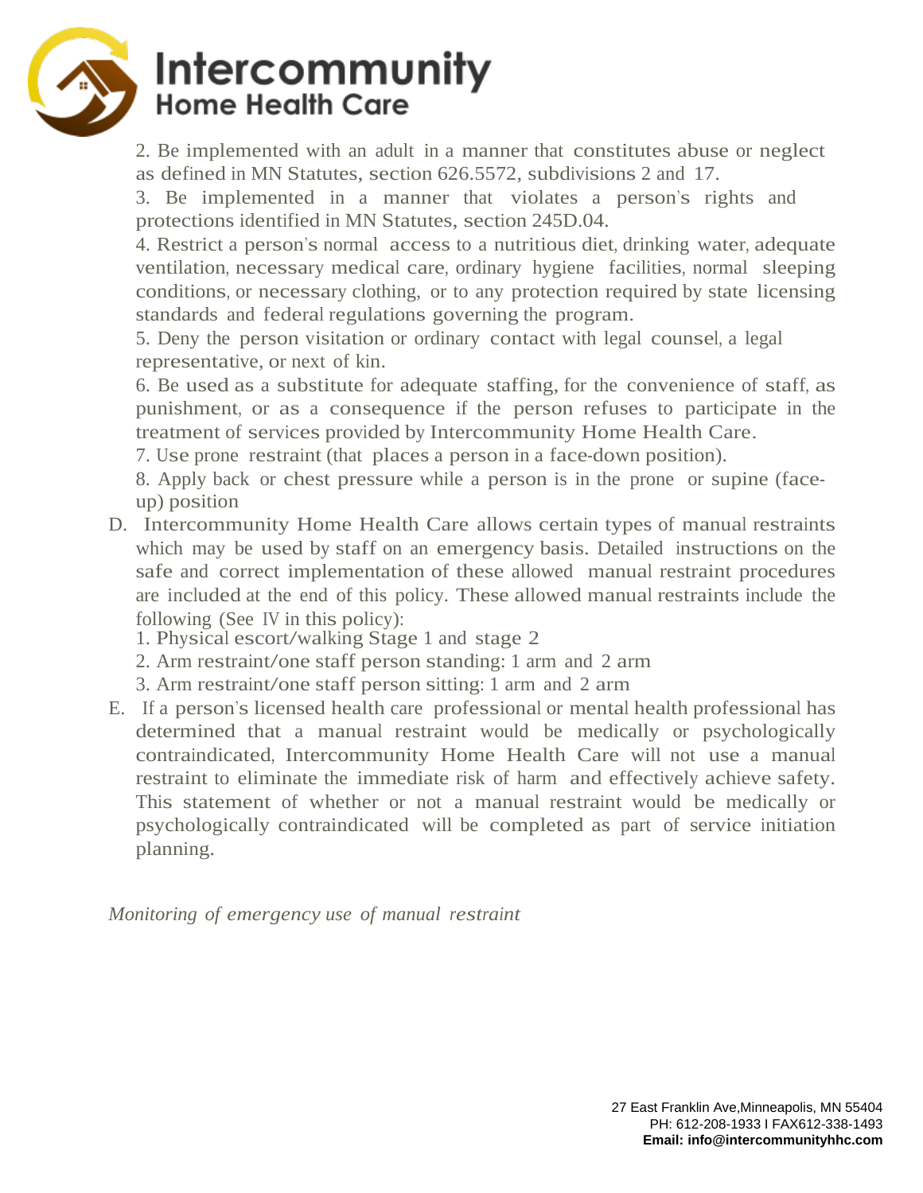2. Be implemented with an adult in a manner that constitutes abuse or neglect as defined in MN Statutes, section 626.5572, subdivisions 2 and 17.

3. Be implemented in a manner that violates a person's rights and protections identified in MN Statutes, section 245D.04.

4. Restrict a person's normal access to a nutritious diet, drinking water, adequate ventilation, necessary medical care, ordinary hygiene facilities, normal sleeping conditions, or necessary clothing, or to any protection required by state licensing standards and federal regulations governing the program.

5. Deny the person visitation or ordinary contact with legal counsel, a legal representative, or next of kin.

6. Be used as a substitute for adequate staffing, for the convenience of staff, as punishment, or as a consequence if the person refuses to participate in the treatment of services provided by Intercommunity Home Health Care.

7. Use prone restraint (that places a person in a face-down position).

8. Apply back or chest pressure while a person is in the prone or supine (face-up) position

D. Intercommunity Home Health Care allows certain types of manual restraints which may be used by staff on an emergency basis. Detailed instructions on the safe and correct implementation of these allowed manual restraint procedures are included at the end of this policy. These allowed manual restraints include the following (See IV in this policy):

   1. Physical escort/walking Stage 1 and stage 2
   2. Arm restraint/one staff person standing: 1 arm and 2 arm
   3. Arm restraint/one staff person sitting: 1 arm and 2 arm

E. If a person's licensed health care professional or mental health professional has determined that a manual restraint would be medically or psychologically contraindicated, Intercommunity Home Health Care will not use a manual restraint to eliminate the immediate risk of harm and effectively achieve safety. This statement of whether or not a manual restraint would be medically or psychologically contraindicated will be completed as part of service initiation planning.

*Monitoring of emergency use of manual restraint*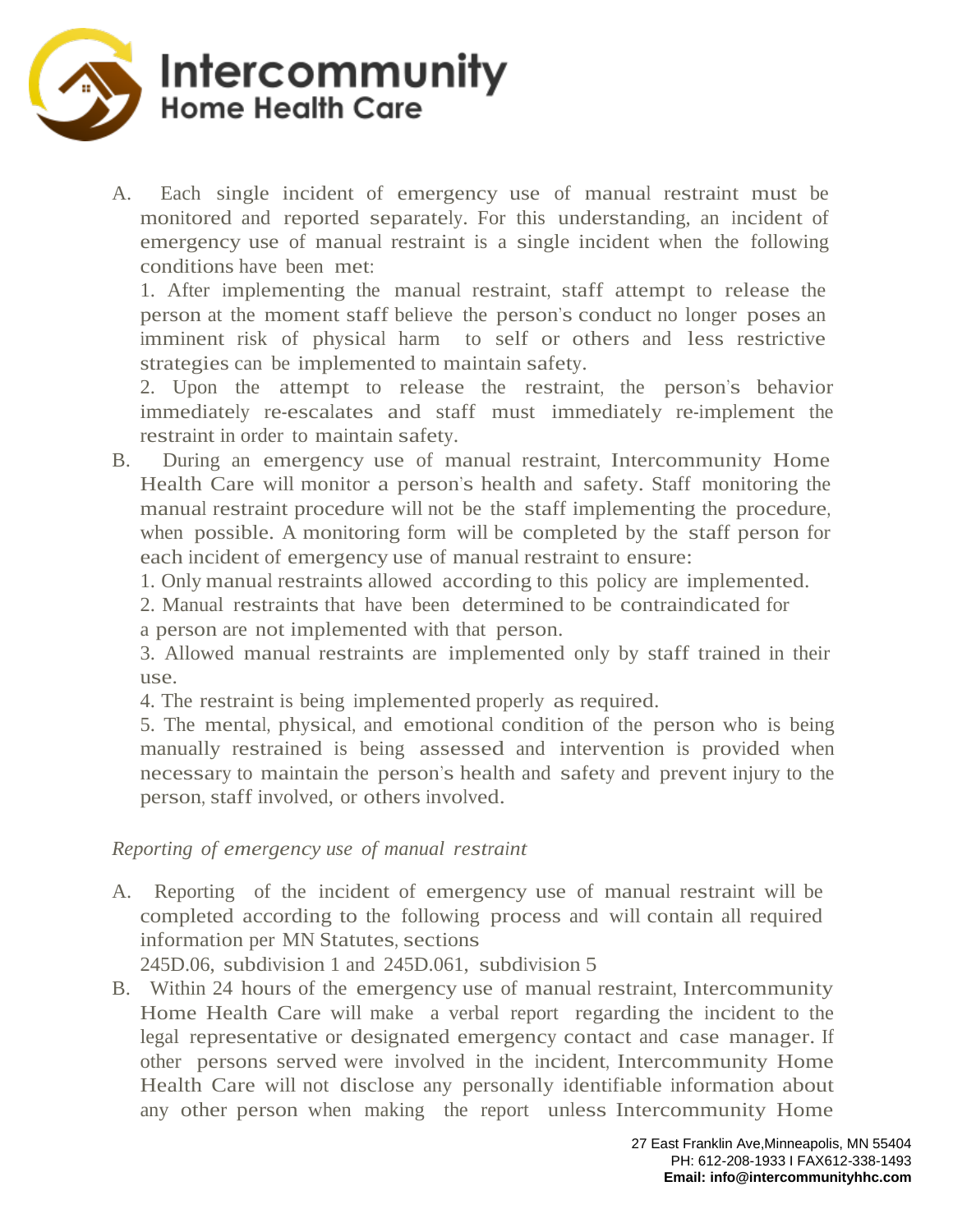A. Each single incident of emergency use of manual restraint must be monitored and reported separately. For this understanding, an incident of emergency use of manual restraint is a single incident when the following conditions have been met:

1. After implementing the manual restraint, staff attempt to release the person at the moment staff believe the person's conduct no longer poses an imminent risk of physical harm to self or others and less restrictive strategies can be implemented to maintain safety.
2. Upon the attempt to release the restraint, the person's behavior immediately re-escalates and staff must immediately re-implement the restraint in order to maintain safety.

B. During an emergency use of manual restraint, Intercommunity Home Health Care will monitor a person's health and safety. Staff monitoring the manual restraint procedure will not be the staff implementing the procedure, when possible. A monitoring form will be completed by the staff person for each incident of emergency use of manual restraint to ensure:

1. Only manual restraints allowed according to this policy are implemented.
2. Manual restraints that have been determined to be contraindicated for a person are not implemented with that person.
3. Allowed manual restraints are implemented only by staff trained in their use.
4. The restraint is being implemented properly as required.
5. The mental, physical, and emotional condition of the person who is being manually restrained is being assessed and intervention is provided when necessary to maintain the person's health and safety and prevent injury to the person, staff involved, or others involved.

*Reporting of emergency use of manual restraint*

A. Reporting of the incident of emergency use of manual restraint will be completed according to the following process and will contain all required information per MN Statutes, sections 245D.06, subdivision 1 and 245D.061, subdivision 5

B. Within 24 hours of the emergency use of manual restraint, Intercommunity Home Health Care will make a verbal report regarding the incident to the legal representative or designated emergency contact and case manager. If other persons served were involved in the incident, Intercommunity Home Health Care will not disclose any personally identifiable information about any other person when making the report unless Intercommunity Home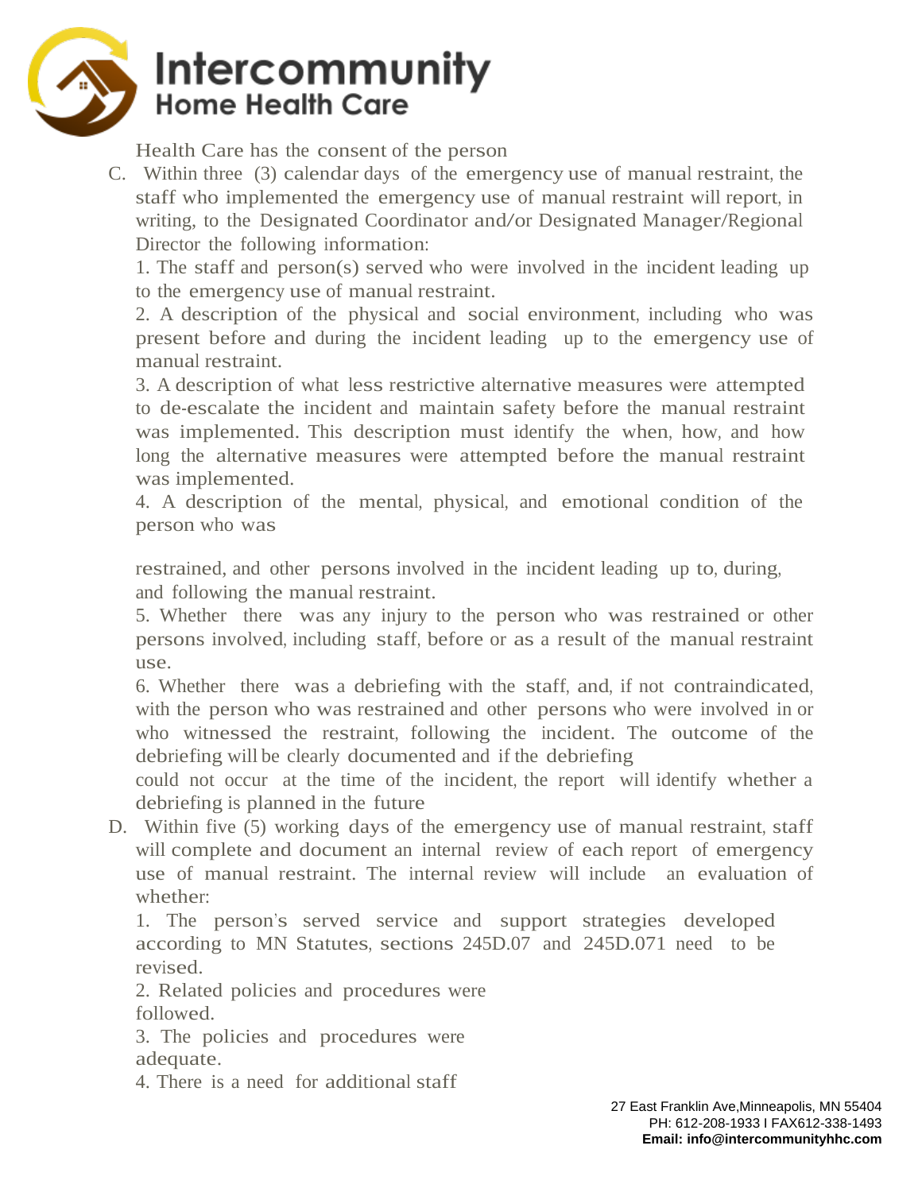Health Care has the consent of the person

C. Within three (3) calendar days of the emergency use of manual restraint, the staff who implemented the emergency use of manual restraint will report, in writing, to the Designated Coordinator and/or Designated Manager/Regional Director the following information:

1. The staff and person(s) served who were involved in the incident leading up to the emergency use of manual restraint.
2. A description of the physical and social environment, including who was present before and during the incident leading up to the emergency use of manual restraint.
3. A description of what less restrictive alternative measures were attempted to de-escalate the incident and maintain safety before the manual restraint was implemented. This description must identify the when, how, and how long the alternative measures were attempted before the manual restraint was implemented.
4. A description of the mental, physical, and emotional condition of the person who was restrained, and other persons involved in the incident leading up to, during, and following the manual restraint.
5. Whether there was any injury to the person who was restrained or other persons involved, including staff, before or as a result of the manual restraint use.
6. Whether there was a debriefing with the staff, and, if not contraindicated, with the person who was restrained and other persons who were involved in or who witnessed the restraint, following the incident. The outcome of the debriefing will be clearly documented and if the debriefing could not occur at the time of the incident, the report will identify whether a debriefing is planned in the future

D. Within five (5) working days of the emergency use of manual restraint, staff will complete and document an internal review of each report of emergency use of manual restraint. The internal review will include an evaluation of whether:

1. The person's served service and support strategies developed according to MN Statutes, sections 245D.07 and 245D.071 need to be revised.
2. Related policies and procedures were followed.
3. The policies and procedures were adequate.
4. There is a need for additional staff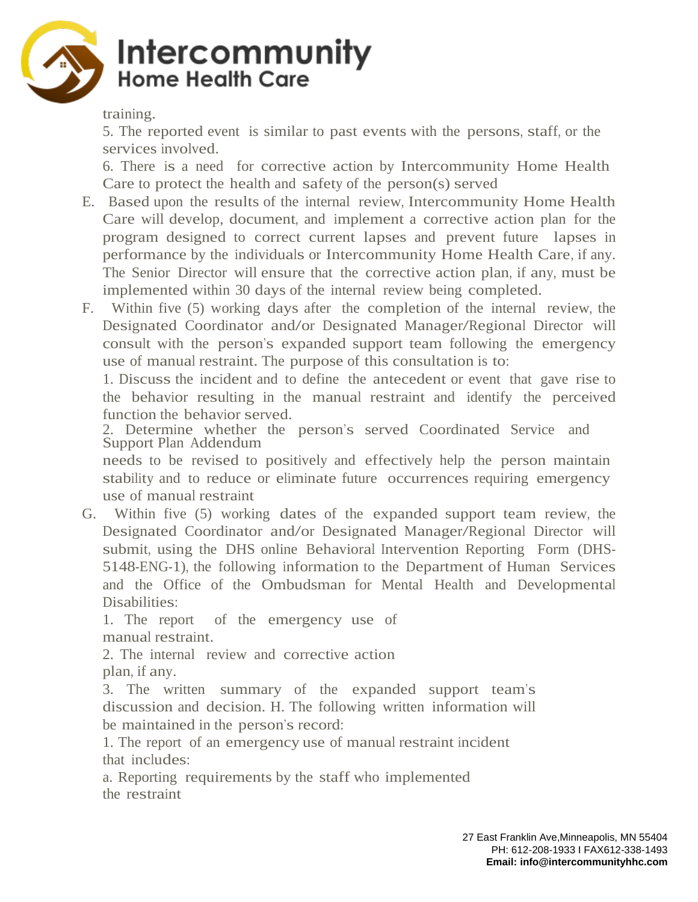training.

5. The reported event is similar to past events with the persons, staff, or the services involved.

6. There is a need for corrective action by Intercommunity Home Health Care to protect the health and safety of the person(s) served

E. Based upon the results of the internal review, Intercommunity Home Health Care will develop, document, and implement a corrective action plan for the program designed to correct current lapses and prevent future lapses in performance by the individuals or Intercommunity Home Health Care, if any. The Senior Director will ensure that the corrective action plan, if any, must be implemented within 30 days of the internal review being completed.

F. Within five (5) working days after the completion of the internal review, the Designated Coordinator and/or Designated Manager/Regional Director will consult with the person's expanded support team following the emergency use of manual restraint. The purpose of this consultation is to:

1. Discuss the incident and to define the antecedent or event that gave rise to the behavior resulting in the manual restraint and identify the perceived function the behavior served.

2. Determine whether the person's served Coordinated Service and Support Plan Addendum needs to be revised to positively and effectively help the person maintain stability and to reduce or eliminate future occurrences requiring emergency use of manual restraint

G. Within five (5) working dates of the expanded support team review, the Designated Coordinator and/or Designated Manager/Regional Director will submit, using the DHS online Behavioral Intervention Reporting Form (DHS-5148-ENG-1), the following information to the Department of Human Services and the Office of the Ombudsman for Mental Health and Developmental Disabilities:

1. The report of the emergency use of manual restraint.

2. The internal review and corrective action plan, if any.

3. The written summary of the expanded support team's discussion and decision.

H. The following written information will be maintained in the person's record:

1. The report of an emergency use of manual restraint incident that includes:

a. Reporting requirements by the staff who implemented the restraint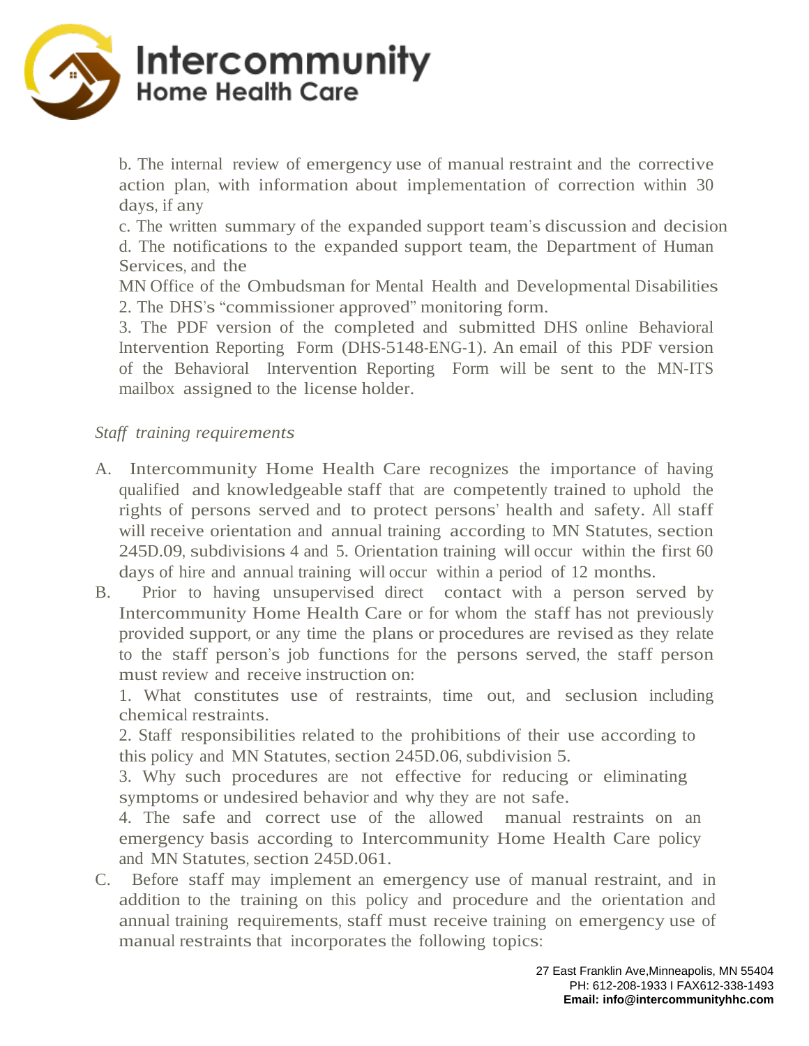b. The internal review of emergency use of manual restraint and the corrective action plan, with information about implementation of correction within 30 days, if any

c. The written summary of the expanded support team's discussion and decision

d. The notifications to the expanded support team, the Department of Human Services, and the MN Office of the Ombudsman for Mental Health and Developmental Disabilities

2. The DHS's "commissioner approved" monitoring form.

3. The PDF version of the completed and submitted DHS online Behavioral Intervention Reporting Form (DHS-5148-ENG-1). An email of this PDF version of the Behavioral Intervention Reporting Form will be sent to the MN-ITS mailbox assigned to the license holder.

*Staff training requirements*

A. Intercommunity Home Health Care recognizes the importance of having qualified and knowledgeable staff that are competently trained to uphold the rights of persons served and to protect persons' health and safety. All staff will receive orientation and annual training according to MN Statutes, section 245D.09, subdivisions 4 and 5. Orientation training will occur within the first 60 days of hire and annual training will occur within a period of 12 months.

B. Prior to having unsupervised direct contact with a person served by Intercommunity Home Health Care or for whom the staff has not previously provided support, or any time the plans or procedures are revised as they relate to the staff person's job functions for the persons served, the staff person must review and receive instruction on:

1. What constitutes use of restraints, time out, and seclusion including chemical restraints.
2. Staff responsibilities related to the prohibitions of their use according to this policy and MN Statutes, section 245D.06, subdivision 5.
3. Why such procedures are not effective for reducing or eliminating symptoms or undesired behavior and why they are not safe.
4. The safe and correct use of the allowed manual restraints on an emergency basis according to Intercommunity Home Health Care policy and MN Statutes, section 245D.061.

C. Before staff may implement an emergency use of manual restraint, and in addition to the training on this policy and procedure and the orientation and annual training requirements, staff must receive training on emergency use of manual restraints that incorporates the following topics: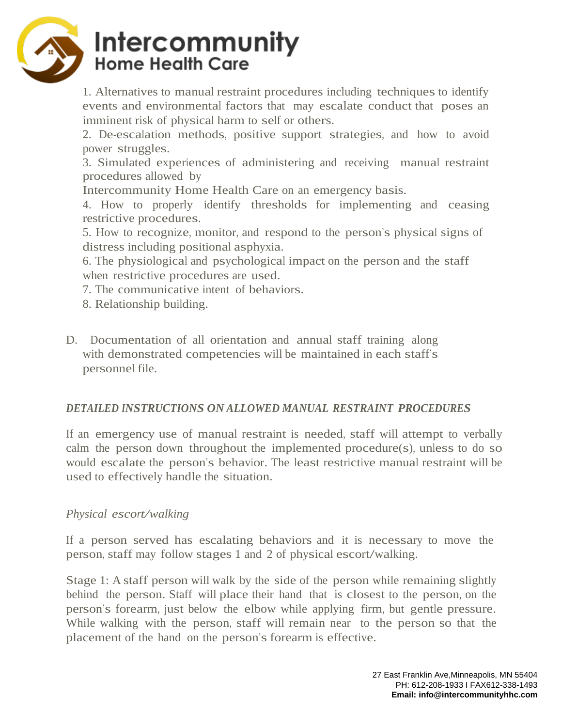1. Alternatives to manual restraint procedures including techniques to identify events and environmental factors that may escalate conduct that poses an imminent risk of physical harm to self or others.
2. De-escalation methods, positive support strategies, and how to avoid power struggles.
3. Simulated experiences of administering and receiving manual restraint procedures allowed by Intercommunity Home Health Care on an emergency basis.
4. How to properly identify thresholds for implementing and ceasing restrictive procedures.
5. How to recognize, monitor, and respond to the person's physical signs of distress including positional asphyxia.
6. The physiological and psychological impact on the person and the staff when restrictive procedures are used.
7. The communicative intent of behaviors.
8. Relationship building.

D. Documentation of all orientation and annual staff training along with demonstrated competencies will be maintained in each staff's personnel file.

***DETAILED INSTRUCTIONS ON ALLOWED MANUAL RESTRAINT PROCEDURES***

If an emergency use of manual restraint is needed, staff will attempt to verbally calm the person down throughout the implemented procedure(s), unless to do so would escalate the person's behavior. The least restrictive manual restraint will be used to effectively handle the situation.

*Physical escort/walking*

If a person served has escalating behaviors and it is necessary to move the person, staff may follow stages 1 and 2 of physical escort/walking.

Stage 1: A staff person will walk by the side of the person while remaining slightly behind the person. Staff will place their hand that is closest to the person, on the person's forearm, just below the elbow while applying firm, but gentle pressure. While walking with the person, staff will remain near to the person so that the placement of the hand on the person's forearm is effective.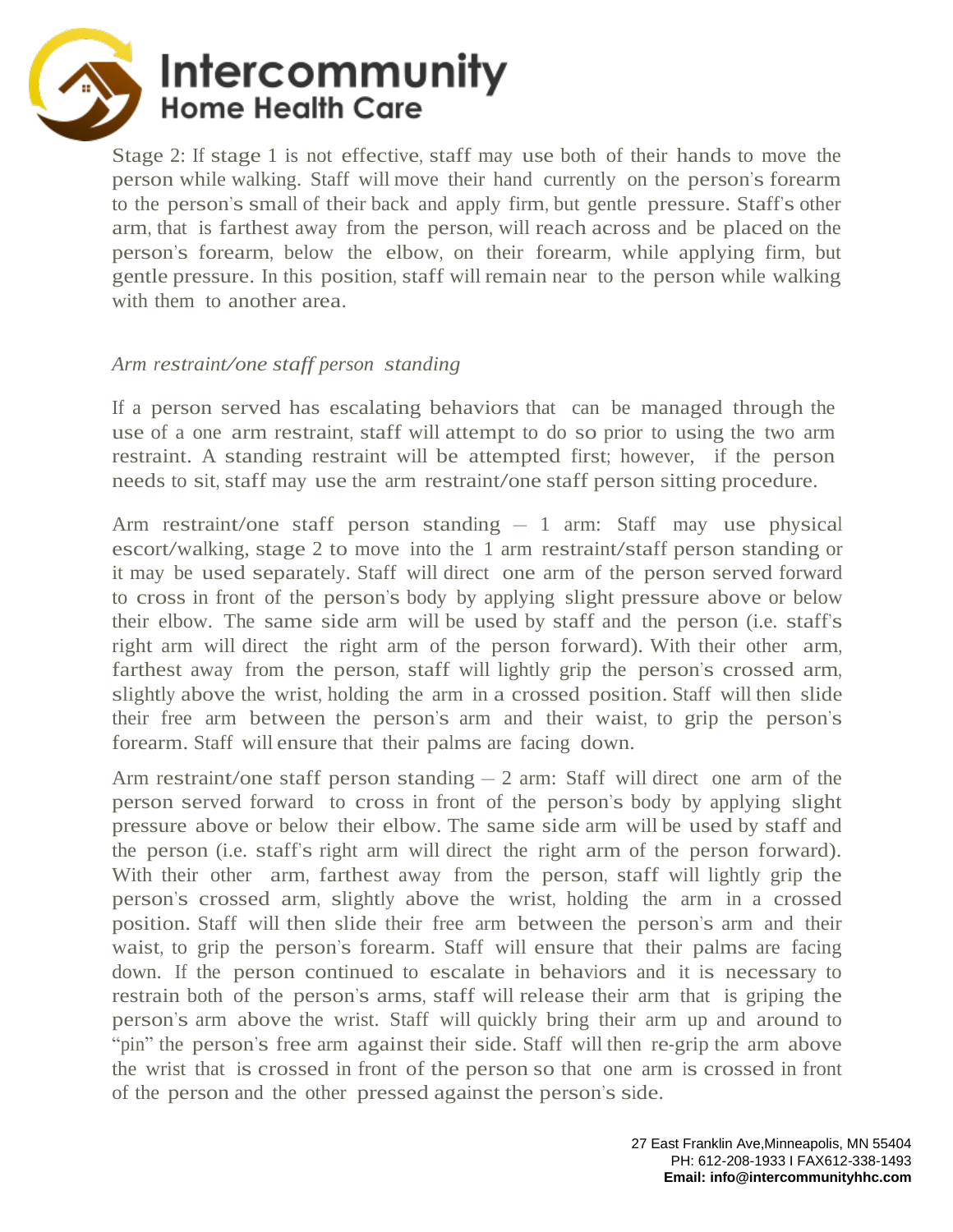Stage 2: If stage 1 is not effective, staff may use both of their hands to move the person while walking. Staff will move their hand currently on the person's forearm to the person's small of their back and apply firm, but gentle pressure. Staff's other arm, that is farthest away from the person, will reach across and be placed on the person's forearm, below the elbow, on their forearm, while applying firm, but gentle pressure. In this position, staff will remain near to the person while walking with them to another area.

*Arm restraint/one staff person standing*

If a person served has escalating behaviors that can be managed through the use of a one arm restraint, staff will attempt to do so prior to using the two arm restraint. A standing restraint will be attempted first; however, if the person needs to sit, staff may use the arm restraint/one staff person sitting procedure.

Arm restraint/one staff person standing – 1 arm: Staff may use physical escort/walking, stage 2 to move into the 1 arm restraint/staff person standing or it may be used separately. Staff will direct one arm of the person served forward to cross in front of the person's body by applying slight pressure above or below their elbow. The same side arm will be used by staff and the person (i.e. staff's right arm will direct the right arm of the person forward). With their other arm, farthest away from the person, staff will lightly grip the person's crossed arm, slightly above the wrist, holding the arm in a crossed position. Staff will then slide their free arm between the person's arm and their waist, to grip the person's forearm. Staff will ensure that their palms are facing down.

Arm restraint/one staff person standing – 2 arm: Staff will direct one arm of the person served forward to cross in front of the person's body by applying slight pressure above or below their elbow. The same side arm will be used by staff and the person (i.e. staff's right arm will direct the right arm of the person forward). With their other arm, farthest away from the person, staff will lightly grip the person's crossed arm, slightly above the wrist, holding the arm in a crossed position. Staff will then slide their free arm between the person's arm and their waist, to grip the person's forearm. Staff will ensure that their palms are facing down. If the person continued to escalate in behaviors and it is necessary to restrain both of the person's arms, staff will release their arm that is griping the person's arm above the wrist. Staff will quickly bring their arm up and around to "pin" the person's free arm against their side. Staff will then re-grip the arm above the wrist that is crossed in front of the person so that one arm is crossed in front of the person and the other pressed against the person's side.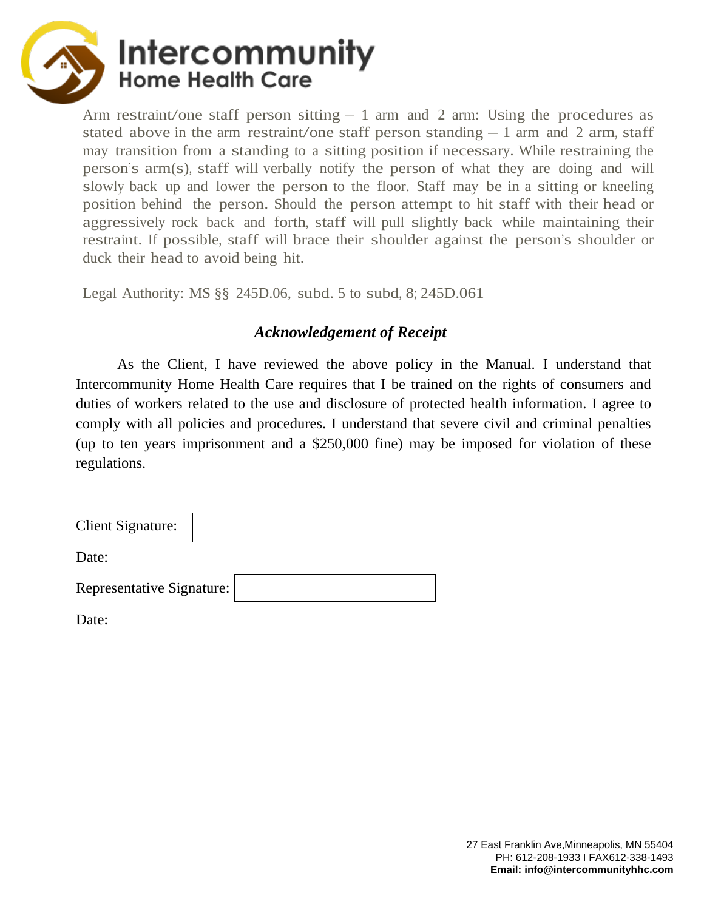Arm restraint/one staff person sitting – 1 arm and 2 arm: Using the procedures as stated above in the arm restraint/one staff person standing – 1 arm and 2 arm, staff may transition from a standing to a sitting position if necessary. While restraining the person's arm(s), staff will verbally notify the person of what they are doing and will slowly back up and lower the person to the floor. Staff may be in a sitting or kneeling position behind the person. Should the person attempt to hit staff with their head or aggressively rock back and forth, staff will pull slightly back while maintaining their restraint. If possible, staff will brace their shoulder against the person's shoulder or duck their head to avoid being hit.

Legal Authority: MS §§ 245D.06, subd. 5 to subd, 8; 245D.061

## *Acknowledgement of Receipt*

As the Client, I have reviewed the above policy in the Manual. I understand that Intercommunity Home Health Care requires that I be trained on the rights of consumers and duties of workers related to the use and disclosure of protected health information. I agree to comply with all policies and procedures. I understand that severe civil and criminal penalties (up to ten years imprisonment and a $250,000 fine) may be imposed for violation of these regulations.

Client Signature:

Date:

Representative Signature:

Date:

27 East Franklin Ave,Minneapolis, MN 55404
PH: 612-208-1933 I FAX612-338-1493
**Email: info@intercommunityhhc.com**